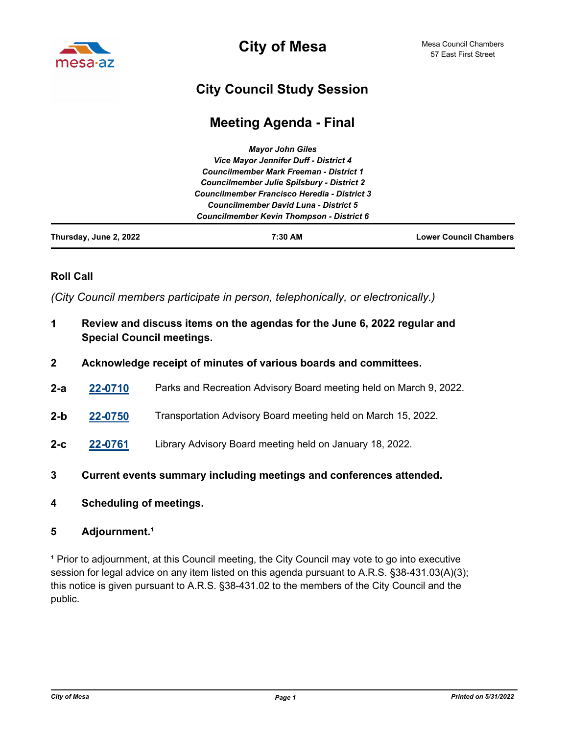# City of Mesa

Mesa Council Chambers
57 East First Street

## City Council Study Session

## Meeting Agenda - Final

*Mayor John Giles*
*Vice Mayor Jennifer Duff - District 4*
*Councilmember Mark Freeman - District 1*
*Councilmember Julie Spilsbury - District 2*
*Councilmember Francisco Heredia - District 3*
*Councilmember David Luna - District 5*
*Councilmember Kevin Thompson - District 6*

**Thursday, June 2, 2022** | **7:30 AM** | **Lower Council Chambers**

### Roll Call

*(City Council members participate in person, telephonically, or electronically.)*

**1 Review and discuss items on the agendas for the June 6, 2022 regular and Special Council meetings.**

**2 Acknowledge receipt of minutes of various boards and committees.**

**2-a** **22-0710** Parks and Recreation Advisory Board meeting held on March 9, 2022.

**2-b** **22-0750** Transportation Advisory Board meeting held on March 15, 2022.

**2-c** **22-0761** Library Advisory Board meeting held on January 18, 2022.

**3 Current events summary including meetings and conferences attended.**

**4 Scheduling of meetings.**

**5 Adjournment.[1]**

[1] Prior to adjournment, at this Council meeting, the City Council may vote to go into executive session for legal advice on any item listed on this agenda pursuant to A.R.S. §38-431.03(A)(3); this notice is given pursuant to A.R.S. §38-431.02 to the members of the City Council and the public.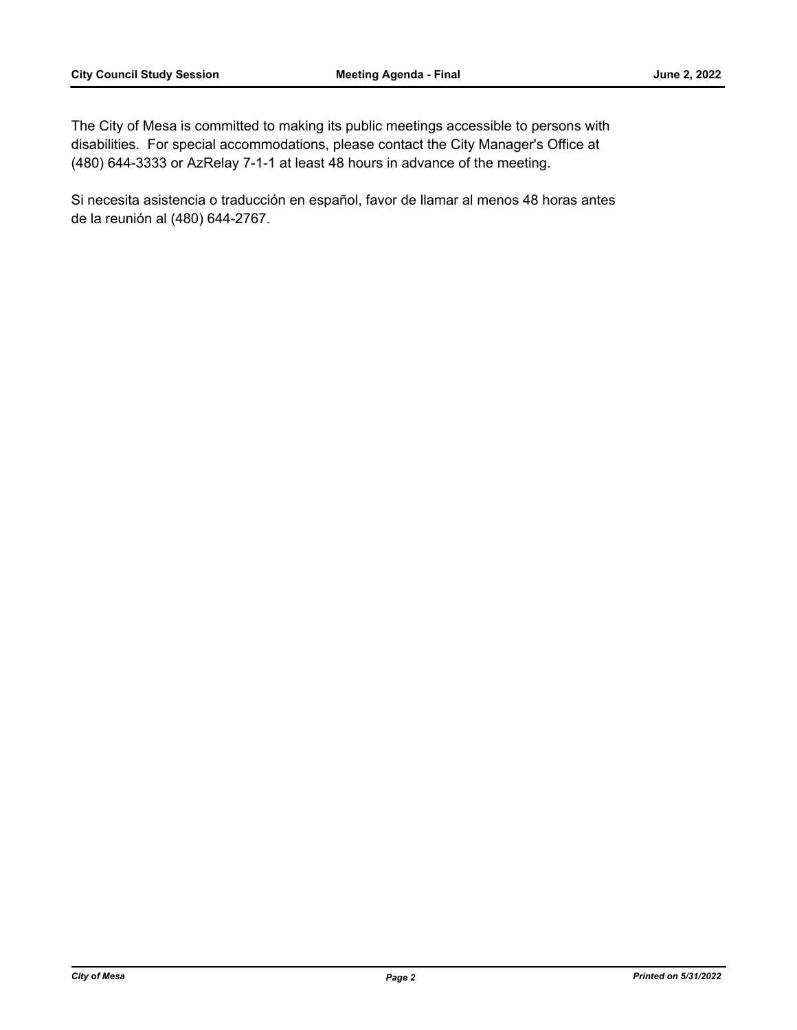The City of Mesa is committed to making its public meetings accessible to persons with disabilities. For special accommodations, please contact the City Manager's Office at (480) 644-3333 or AzRelay 7-1-1 at least 48 hours in advance of the meeting.

Si necesita asistencia o traducción en español, favor de llamar al menos 48 horas antes de la reunión al (480) 644-2767.